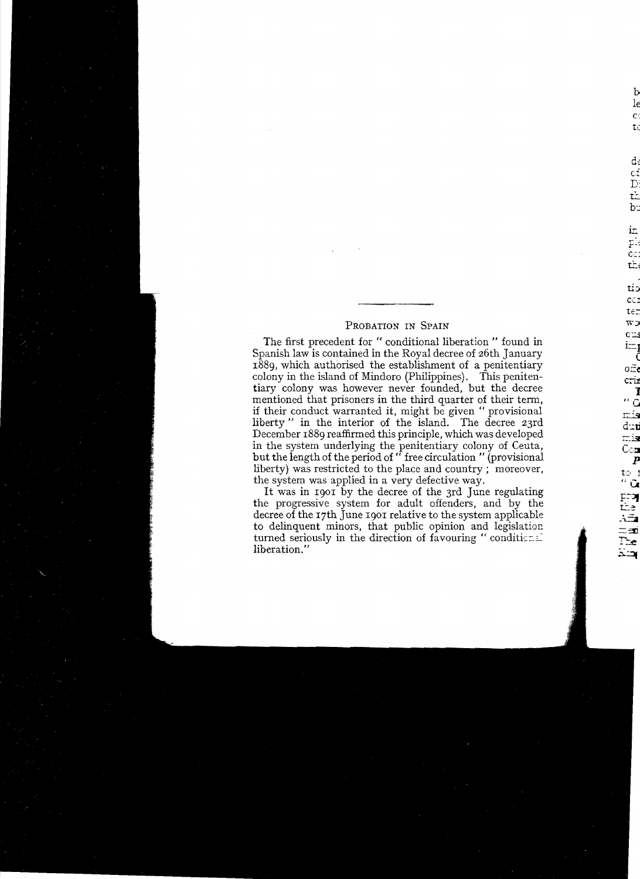## Probation in Spain

The first precedent for "conditional liberation" found in Spanish law is contained in the Royal decree of 26th January 1889, which authorised the establishment of a penitentiary colony in the island of Mindoro (Philippines). This penitentiary colony was however never founded, but the decree mentioned that prisoners in the third quarter of their term, if their conduct warranted it, might be given "provisional liberty" in the interior of the island. The decree 23rd December 1889 reaffirmed this principle, which was developed in the system underlying the penitentiary colony of Ceuta, but the length of the period of "free circulation" (provisional liberty) was restricted to the place and country; moreover, the system was applied in a very defective way.

It was in 1901 by the decree of the 3rd June regulating the progressive system for adult offenders, and by the decree of the 17th June 1901 relative to the system applicable to delinquent minors, that public opinion and legislation turned seriously in the direction of favouring "conditional liberation."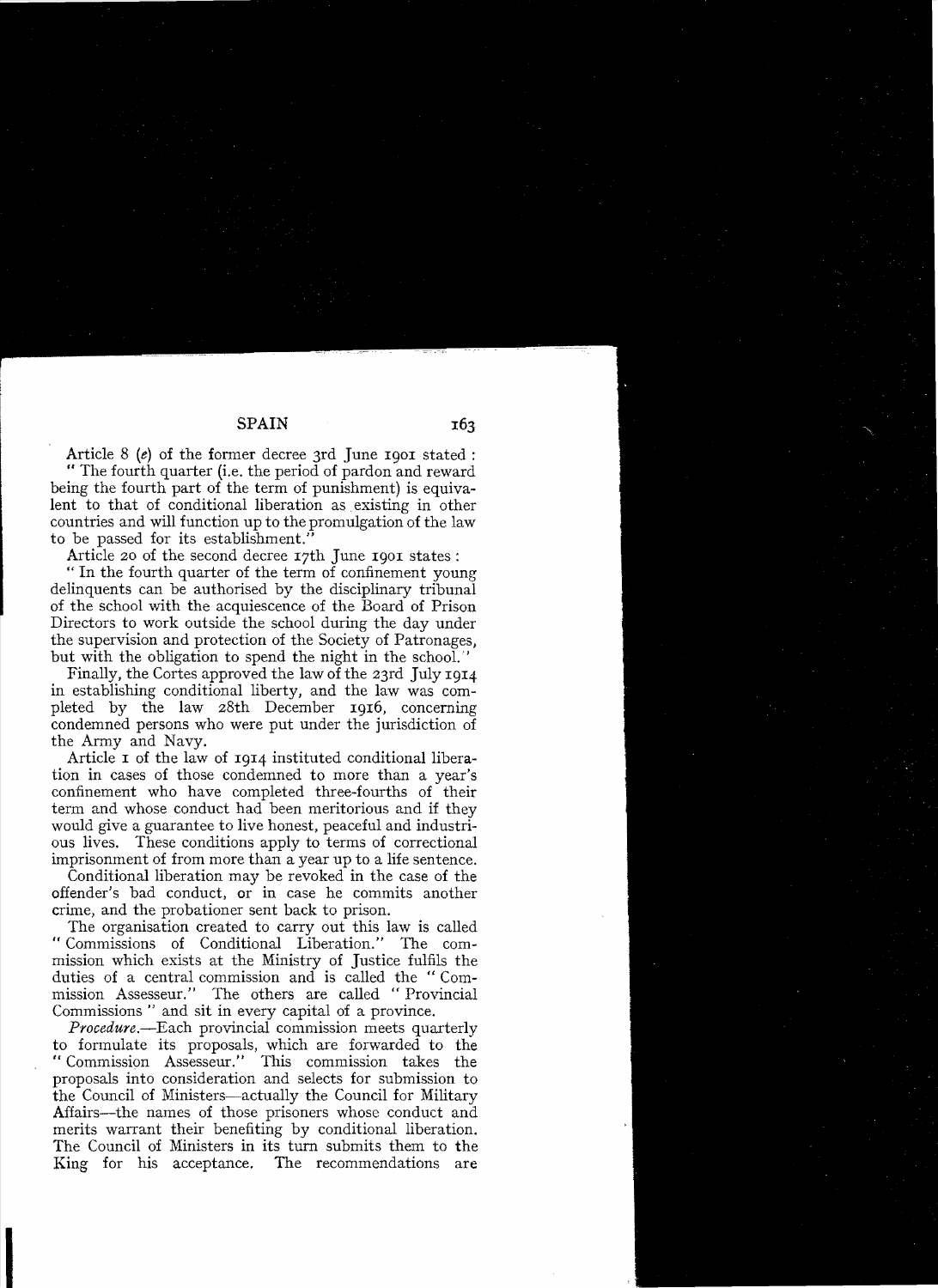Article 8 (*e*) of the former decree 3rd June 1901 stated : " The fourth quarter (i.e. the period of pardon and reward being the fourth part of the term of punishment) is equivalent to that of conditional liberation as existing in other countries and will function up to the promulgation of the law to be passed for its establishment."

Article 20 of the second decree 17th June 1901 states :

" In the fourth quarter of the term of confinement young delinquents can be authorised by the disciplinary tribunal of the school with the acquiescence of the Board of Prison Directors to work outside the school during the day under the supervision and protection of the Society of Patronages, but with the obligation to spend the night in the school."

Finally, the Cortes approved the law of the 23rd July 1914 in establishing conditional liberty, and the law was completed by the law 28th December 1916, concerning condemned persons who were put under the jurisdiction of the Army and Navy.

Article 1 of the law of 1914 instituted conditional liberation in cases of those condemned to more than a year's confinement who have completed three-fourths of their term and whose conduct had been meritorious and if they would give a guarantee to live honest, peaceful and industrious lives. These conditions apply to terms of correctional imprisonment of from more than a year up to a life sentence.

Conditional liberation may be revoked in the case of the offender's bad conduct, or in case he commits another crime, and the probationer sent back to prison.

The organisation created to carry out this law is called " Commissions of Conditional Liberation." The commission which exists at the Ministry of Justice fulfils the duties of a central commission and is called the " Commission Assesseur." The others are called " Provincial Commissions " and sit in every capital of a province.

*Procedure.*—Each provincial commission meets quarterly to formulate its proposals, which are forwarded to the " Commission Assesseur." This commission takes the proposals into consideration and selects for submission to the Council of Ministers—actually the Council for Military Affairs—the names of those prisoners whose conduct and merits warrant their benefiting by conditional liberation. The Council of Ministers in its turn submits them to the King for his acceptance. The recommendations are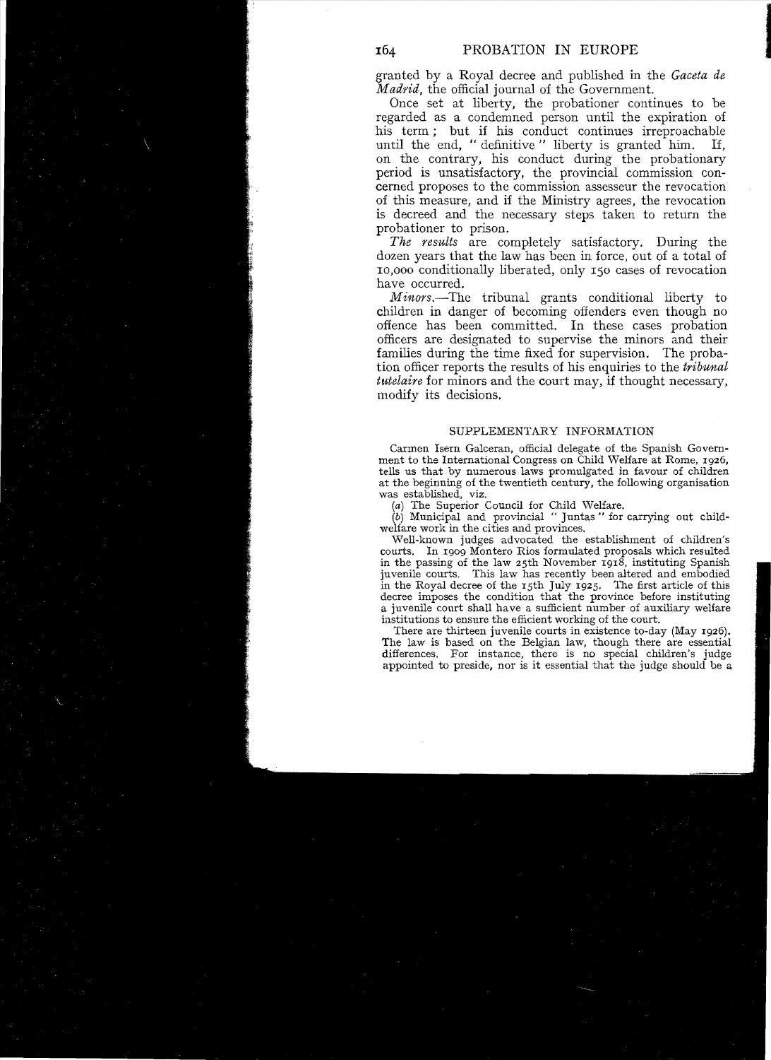granted by a Royal decree and published in the *Gaceta de Madrid*, the official journal of the Government.

Once set at liberty, the probationer continues to be regarded as a condemned person until the expiration of his term; but if his conduct continues irreproachable until the end, "definitive" liberty is granted him. If, on the contrary, his conduct during the probationary period is unsatisfactory, the provincial commission concerned proposes to the commission assesseur the revocation of this measure, and if the Ministry agrees, the revocation is decreed and the necessary steps taken to return the probationer to prison.

*The results* are completely satisfactory. During the dozen years that the law has been in force, out of a total of 10,000 conditionally liberated, only 150 cases of revocation have occurred.

*Minors.*—The tribunal grants conditional liberty to children in danger of becoming offenders even though no offence has been committed. In these cases probation officers are designated to supervise the minors and their families during the time fixed for supervision. The probation officer reports the results of his enquiries to the *tribunal tutelaire* for minors and the court may, if thought necessary, modify its decisions.

## SUPPLEMENTARY INFORMATION

Carmen Isern Galceran, official delegate of the Spanish Government to the International Congress on Child Welfare at Rome, 1926, tells us that by numerous laws promulgated in favour of children at the beginning of the twentieth century, the following organisation was established, viz.

(*a*) The Superior Council for Child Welfare.

(*b*) Municipal and provincial "Juntas" for carrying out child-welfare work in the cities and provinces.

Well-known judges advocated the establishment of children's courts. In 1909 Montero Rios formulated proposals which resulted in the passing of the law 25th November 1918, instituting Spanish juvenile courts. This law has recently been altered and embodied in the Royal decree of the 15th July 1925. The first article of this decree imposes the condition that the province before instituting a juvenile court shall have a sufficient number of auxiliary welfare institutions to ensure the efficient working of the court.

There are thirteen juvenile courts in existence to-day (May 1926). The law is based on the Belgian law, though there are essential differences. For instance, there is no special children's judge appointed to preside, nor is it essential that the judge should be a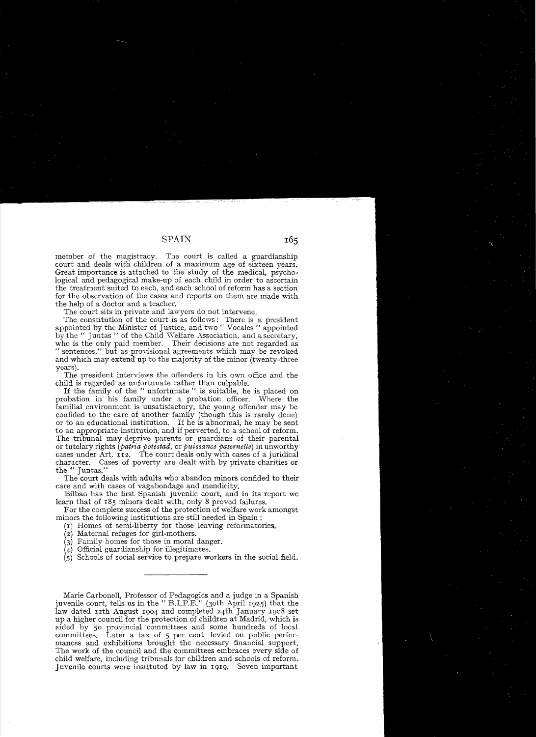member of the magistracy. The court is called a guardianship court and deals with children of a maximum age of sixteen years. Great importance is attached to the study of the medical, psychological and pedagogical make-up of each child in order to ascertain the treatment suited to each, and each school of reform has a section for the observation of the cases and reports on them are made with the help of a doctor and a teacher.

The court sits in private and lawyers do not intervene.

The constitution of the court is as follows: There is a president appointed by the Minister of Justice, and two " Vocales " appointed by the " Juntas " of the Child Welfare Association, and a secretary, who is the only paid member. Their decisions are not regarded as " sentences," but as provisional agreements which may be revoked and which may extend up to the majority of the minor (twenty-three years).

The president interviews the offenders in his own office and the child is regarded as unfortunate rather than culpable.

If the family of the " unfortunate " is suitable, he is placed on probation in his family under a probation officer. Where the familial environment is unsatisfactory, the young offender may be confided to the care of another family (though this is rarely done) or to an educational institution. If he is abnormal, he may be sent to an appropriate institution, and if perverted, to a school of reform. The tribunal may deprive parents or guardians of their parental or tutelary rights (*patria potestad*, or *puissance paternelle*) in unworthy cases under Art. 112. The court deals only with cases of a juridical character. Cases of poverty are dealt with by private charities or the " Juntas."

The court deals with adults who abandon minors confided to their care and with cases of vagabondage and mendicity.

Bilbao has the first Spanish juvenile court, and in its report we learn that of 185 minors dealt with, only 8 proved failures.

For the complete success of the protection of welfare work amongst minors the following institutions are still needed in Spain:

(1) Homes of semi-liberty for those leaving reformatories.
(2) Maternal refuges for girl-mothers.
(3) Family homes for those in moral danger.
(4) Official guardianship for illegitimates.
(5) Schools of social service to prepare workers in the social field.

---

Marie Carbonell, Professor of Pedagogics and a judge in a Spanish juvenile court, tells us in the " B.I.P.E." (30th April 1925) that the law dated 12th August 1904 and completed 24th January 1908 set up a higher council for the protection of children at Madrid, which is aided by 50 provincial committees and some hundreds of local committees. Later a tax of 5 per cent. levied on public performances and exhibitions brought the necessary financial support. The work of the council and the committees embraces every side of child welfare, including tribunals for children and schools of reform. Juvenile courts were instituted by law in 1919. Seven important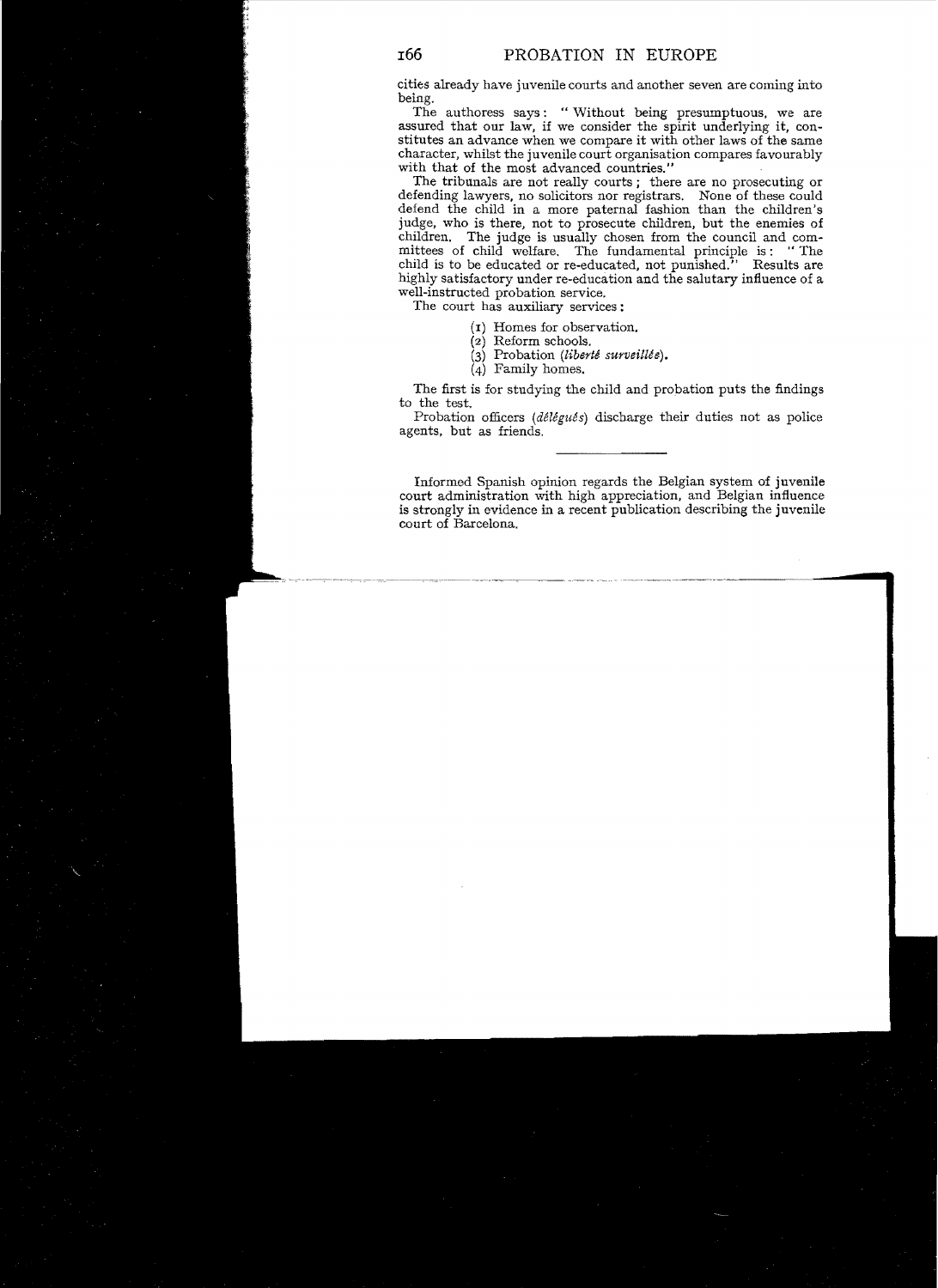cities already have juvenile courts and another seven are coming into being.

The authoress says: "Without being presumptuous, we are assured that our law, if we consider the spirit underlying it, constitutes an advance when we compare it with other laws of the same character, whilst the juvenile court organisation compares favourably with that of the most advanced countries."

The tribunals are not really courts; there are no prosecuting or defending lawyers, no solicitors nor registrars. None of these could defend the child in a more paternal fashion than the children's judge, who is there, not to prosecute children, but the enemies of children. The judge is usually chosen from the council and committees of child welfare. The fundamental principle is: "The child is to be educated or re-educated, not punished." Results are highly satisfactory under re-education and the salutary influence of a well-instructed probation service.

The court has auxiliary services:

(1) Homes for observation.
(2) Reform schools.
(3) Probation (*liberté surveillée*).
(4) Family homes.

The first is for studying the child and probation puts the findings to the test.

Probation officers (*délégués*) discharge their duties not as police agents, but as friends.

---

Informed Spanish opinion regards the Belgian system of juvenile court administration with high appreciation, and Belgian influence is strongly in evidence in a recent publication describing the juvenile court of Barcelona.